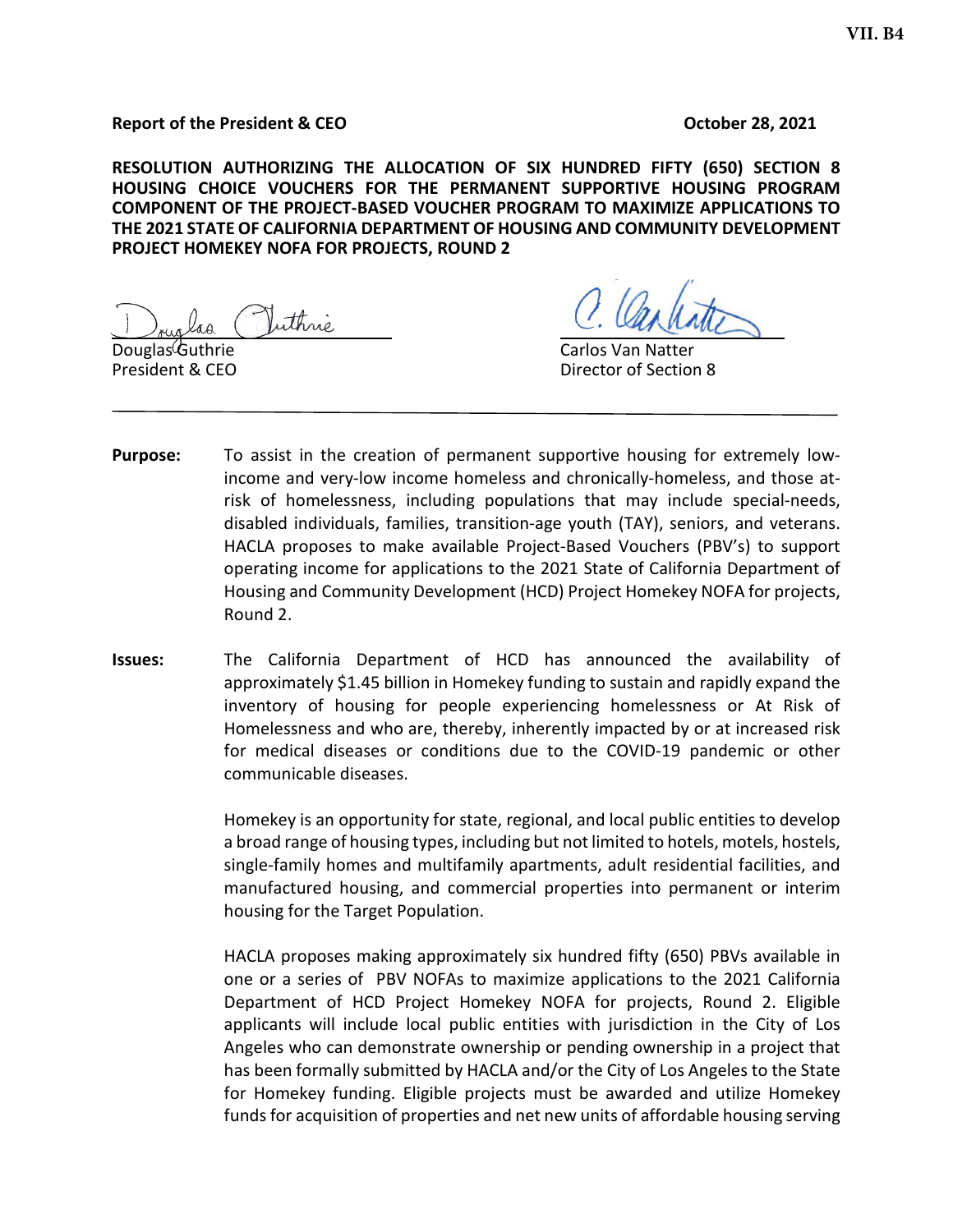**Report of the President & CEO** **October 28, 2021**

**RESOLUTION AUTHORIZING THE ALLOCATION OF SIX HUNDRED FIFTY (650) SECTION 8 HOUSING CHOICE VOUCHERS FOR THE PERMANENT SUPPORTIVE HOUSING PROGRAM COMPONENT OF THE PROJECT-BASED VOUCHER PROGRAM TO MAXIMIZE APPLICATIONS TO THE 2021 STATE OF CALIFORNIA DEPARTMENT OF HOUSING AND COMMUNITY DEVELOPMENT PROJECT HOMEKEY NOFA FOR PROJECTS, ROUND 2**

Douglas Guthrie
President & CEO

Carlos Van Natter
Director of Section 8

---

**Purpose:** To assist in the creation of permanent supportive housing for extremely low-income and very-low income homeless and chronically-homeless, and those at-risk of homelessness, including populations that may include special-needs, disabled individuals, families, transition-age youth (TAY), seniors, and veterans. HACLA proposes to make available Project-Based Vouchers (PBV's) to support operating income for applications to the 2021 State of California Department of Housing and Community Development (HCD) Project Homekey NOFA for projects, Round 2.

**Issues:** The California Department of HCD has announced the availability of approximately $1.45 billion in Homekey funding to sustain and rapidly expand the inventory of housing for people experiencing homelessness or At Risk of Homelessness and who are, thereby, inherently impacted by or at increased risk for medical diseases or conditions due to the COVID-19 pandemic or other communicable diseases.

Homekey is an opportunity for state, regional, and local public entities to develop a broad range of housing types, including but not limited to hotels, motels, hostels, single-family homes and multifamily apartments, adult residential facilities, and manufactured housing, and commercial properties into permanent or interim housing for the Target Population.

HACLA proposes making approximately six hundred fifty (650) PBVs available in one or a series of PBV NOFAs to maximize applications to the 2021 California Department of HCD Project Homekey NOFA for projects, Round 2. Eligible applicants will include local public entities with jurisdiction in the City of Los Angeles who can demonstrate ownership or pending ownership in a project that has been formally submitted by HACLA and/or the City of Los Angeles to the State for Homekey funding. Eligible projects must be awarded and utilize Homekey funds for acquisition of properties and net new units of affordable housing serving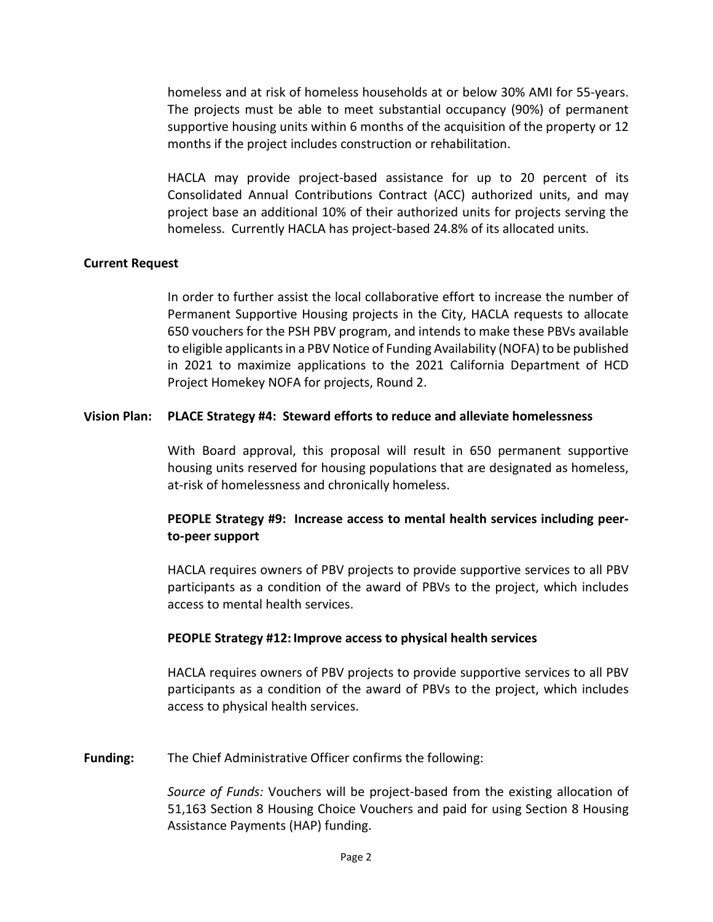homeless and at risk of homeless households at or below 30% AMI for 55-years. The projects must be able to meet substantial occupancy (90%) of permanent supportive housing units within 6 months of the acquisition of the property or 12 months if the project includes construction or rehabilitation.

HACLA may provide project-based assistance for up to 20 percent of its Consolidated Annual Contributions Contract (ACC) authorized units, and may project base an additional 10% of their authorized units for projects serving the homeless. Currently HACLA has project-based 24.8% of its allocated units.

**Current Request**

In order to further assist the local collaborative effort to increase the number of Permanent Supportive Housing projects in the City, HACLA requests to allocate 650 vouchers for the PSH PBV program, and intends to make these PBVs available to eligible applicants in a PBV Notice of Funding Availability (NOFA) to be published in 2021 to maximize applications to the 2021 California Department of HCD Project Homekey NOFA for projects, Round 2.

**Vision Plan: PLACE Strategy #4: Steward efforts to reduce and alleviate homelessness**

With Board approval, this proposal will result in 650 permanent supportive housing units reserved for housing populations that are designated as homeless, at-risk of homelessness and chronically homeless.

**PEOPLE Strategy #9: Increase access to mental health services including peer-to-peer support**

HACLA requires owners of PBV projects to provide supportive services to all PBV participants as a condition of the award of PBVs to the project, which includes access to mental health services.

**PEOPLE Strategy #12: Improve access to physical health services**

HACLA requires owners of PBV projects to provide supportive services to all PBV participants as a condition of the award of PBVs to the project, which includes access to physical health services.

**Funding:** The Chief Administrative Officer confirms the following:

*Source of Funds:* Vouchers will be project-based from the existing allocation of 51,163 Section 8 Housing Choice Vouchers and paid for using Section 8 Housing Assistance Payments (HAP) funding.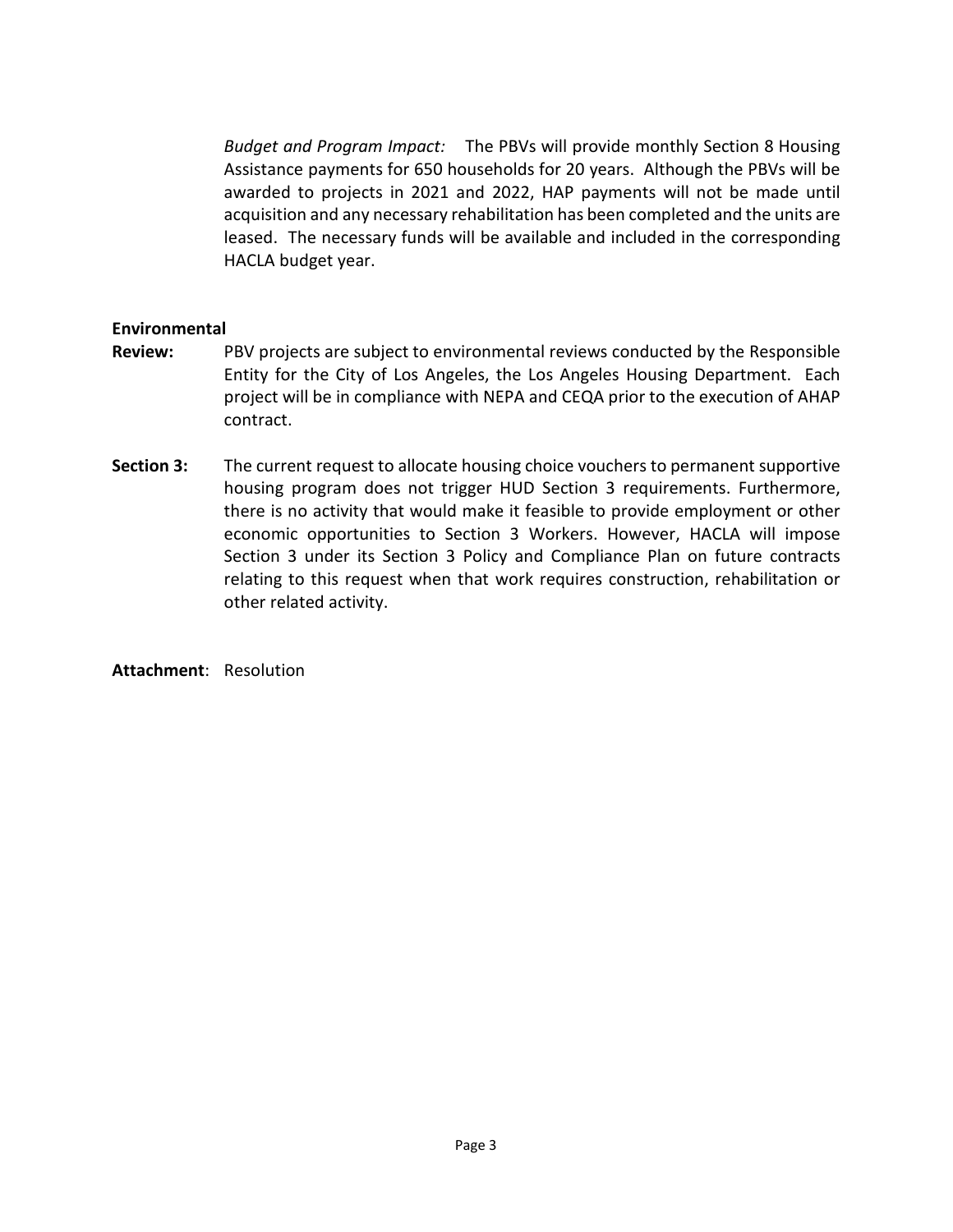*Budget and Program Impact:* The PBVs will provide monthly Section 8 Housing Assistance payments for 650 households for 20 years. Although the PBVs will be awarded to projects in 2021 and 2022, HAP payments will not be made until acquisition and any necessary rehabilitation has been completed and the units are leased. The necessary funds will be available and included in the corresponding HACLA budget year.

**Environmental Review:** PBV projects are subject to environmental reviews conducted by the Responsible Entity for the City of Los Angeles, the Los Angeles Housing Department. Each project will be in compliance with NEPA and CEQA prior to the execution of AHAP contract.

**Section 3:** The current request to allocate housing choice vouchers to permanent supportive housing program does not trigger HUD Section 3 requirements. Furthermore, there is no activity that would make it feasible to provide employment or other economic opportunities to Section 3 Workers. However, HACLA will impose Section 3 under its Section 3 Policy and Compliance Plan on future contracts relating to this request when that work requires construction, rehabilitation or other related activity.

**Attachment**: Resolution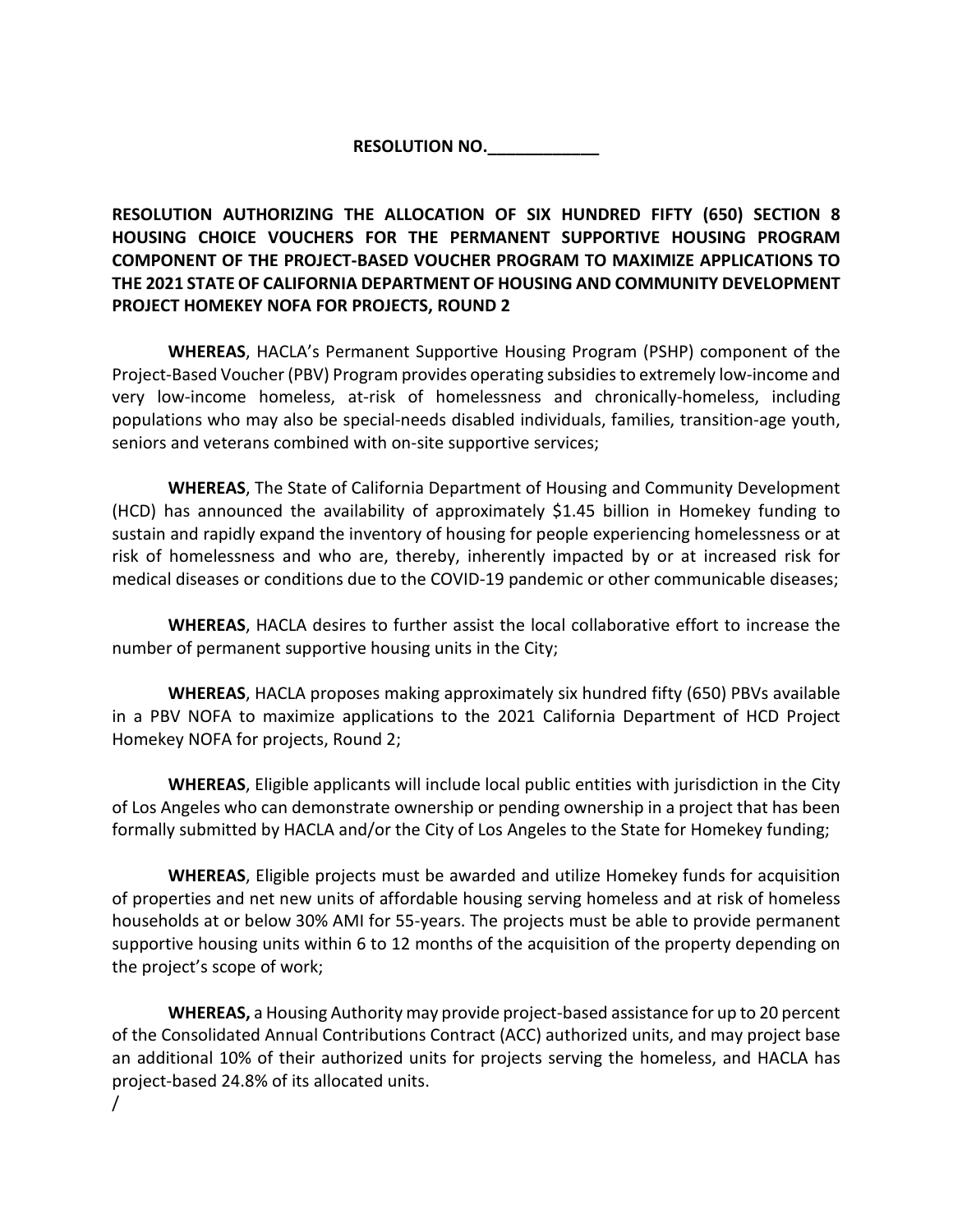**RESOLUTION NO.____________**

**RESOLUTION AUTHORIZING THE ALLOCATION OF SIX HUNDRED FIFTY (650) SECTION 8 HOUSING CHOICE VOUCHERS FOR THE PERMANENT SUPPORTIVE HOUSING PROGRAM COMPONENT OF THE PROJECT-BASED VOUCHER PROGRAM TO MAXIMIZE APPLICATIONS TO THE 2021 STATE OF CALIFORNIA DEPARTMENT OF HOUSING AND COMMUNITY DEVELOPMENT PROJECT HOMEKEY NOFA FOR PROJECTS, ROUND 2**

**WHEREAS**, HACLA's Permanent Supportive Housing Program (PSHP) component of the Project-Based Voucher (PBV) Program provides operating subsidies to extremely low-income and very low-income homeless, at-risk of homelessness and chronically-homeless, including populations who may also be special-needs disabled individuals, families, transition-age youth, seniors and veterans combined with on-site supportive services;

**WHEREAS**, The State of California Department of Housing and Community Development (HCD) has announced the availability of approximately $1.45 billion in Homekey funding to sustain and rapidly expand the inventory of housing for people experiencing homelessness or at risk of homelessness and who are, thereby, inherently impacted by or at increased risk for medical diseases or conditions due to the COVID-19 pandemic or other communicable diseases;

**WHEREAS**, HACLA desires to further assist the local collaborative effort to increase the number of permanent supportive housing units in the City;

**WHEREAS**, HACLA proposes making approximately six hundred fifty (650) PBVs available in a PBV NOFA to maximize applications to the 2021 California Department of HCD Project Homekey NOFA for projects, Round 2;

**WHEREAS**, Eligible applicants will include local public entities with jurisdiction in the City of Los Angeles who can demonstrate ownership or pending ownership in a project that has been formally submitted by HACLA and/or the City of Los Angeles to the State for Homekey funding;

**WHEREAS**, Eligible projects must be awarded and utilize Homekey funds for acquisition of properties and net new units of affordable housing serving homeless and at risk of homeless households at or below 30% AMI for 55-years. The projects must be able to provide permanent supportive housing units within 6 to 12 months of the acquisition of the property depending on the project's scope of work;

**WHEREAS,** a Housing Authority may provide project-based assistance for up to 20 percent of the Consolidated Annual Contributions Contract (ACC) authorized units, and may project base an additional 10% of their authorized units for projects serving the homeless, and HACLA has project-based 24.8% of its allocated units.

/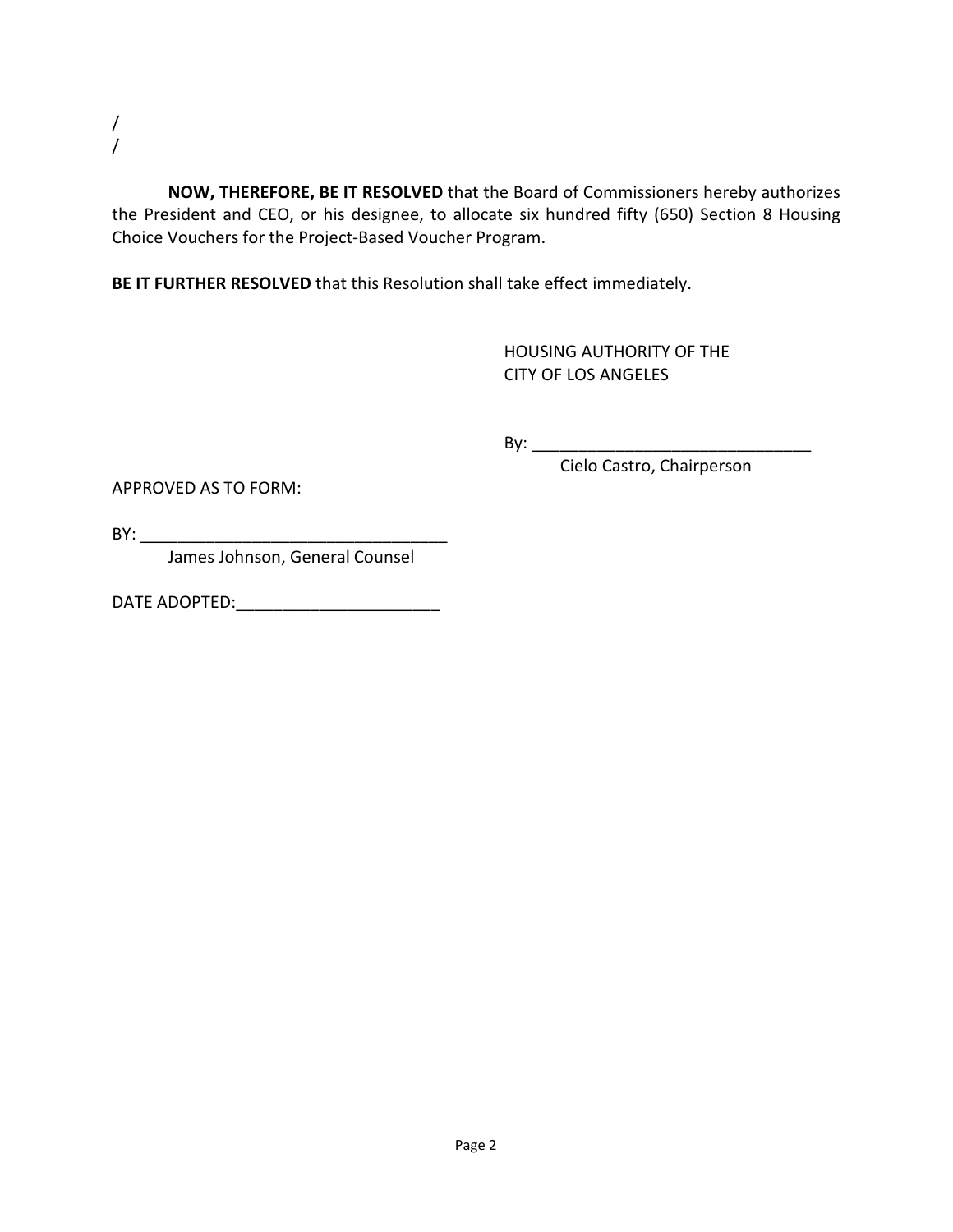/
/

**NOW, THEREFORE, BE IT RESOLVED** that the Board of Commissioners hereby authorizes the President and CEO, or his designee, to allocate six hundred fifty (650) Section 8 Housing Choice Vouchers for the Project-Based Voucher Program.

**BE IT FURTHER RESOLVED** that this Resolution shall take effect immediately.

HOUSING AUTHORITY OF THE
CITY OF LOS ANGELES

By: _______________________________
Cielo Castro, Chairperson

APPROVED AS TO FORM:

BY: _________________________________
James Johnson, General Counsel

DATE ADOPTED:_____________________